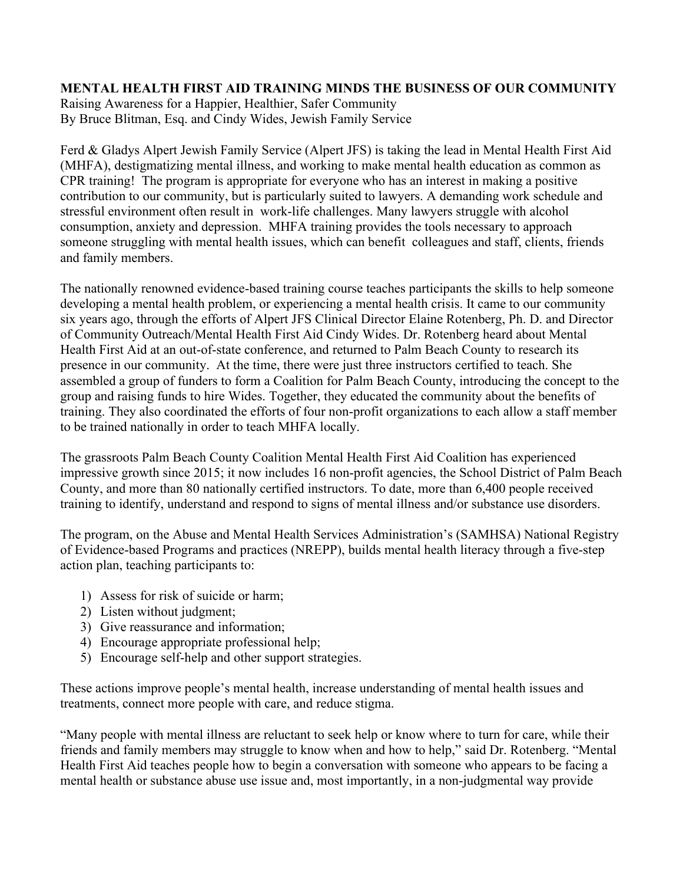**MENTAL HEALTH FIRST AID TRAINING MINDS THE BUSINESS OF OUR COMMUNITY**

Raising Awareness for a Happier, Healthier, Safer Community

By Bruce Blitman, Esq. and Cindy Wides, Jewish Family Service

Ferd & Gladys Alpert Jewish Family Service (Alpert JFS) is taking the lead in Mental Health First Aid (MHFA), destigmatizing mental illness, and working to make mental health education as common as CPR training! The program is appropriate for everyone who has an interest in making a positive contribution to our community, but is particularly suited to lawyers. A demanding work schedule and stressful environment often result in work-life challenges. Many lawyers struggle with alcohol consumption, anxiety and depression. MHFA training provides the tools necessary to approach someone struggling with mental health issues, which can benefit colleagues and staff, clients, friends and family members.

The nationally renowned evidence-based training course teaches participants the skills to help someone developing a mental health problem, or experiencing a mental health crisis. It came to our community six years ago, through the efforts of Alpert JFS Clinical Director Elaine Rotenberg, Ph. D. and Director of Community Outreach/Mental Health First Aid Cindy Wides. Dr. Rotenberg heard about Mental Health First Aid at an out-of-state conference, and returned to Palm Beach County to research its presence in our community. At the time, there were just three instructors certified to teach. She assembled a group of funders to form a Coalition for Palm Beach County, introducing the concept to the group and raising funds to hire Wides. Together, they educated the community about the benefits of training. They also coordinated the efforts of four non-profit organizations to each allow a staff member to be trained nationally in order to teach MHFA locally.

The grassroots Palm Beach County Coalition Mental Health First Aid Coalition has experienced impressive growth since 2015; it now includes 16 non-profit agencies, the School District of Palm Beach County, and more than 80 nationally certified instructors. To date, more than 6,400 people received training to identify, understand and respond to signs of mental illness and/or substance use disorders.

The program, on the Abuse and Mental Health Services Administration's (SAMHSA) National Registry of Evidence-based Programs and practices (NREPP), builds mental health literacy through a five-step action plan, teaching participants to:

1) Assess for risk of suicide or harm;
2) Listen without judgment;
3) Give reassurance and information;
4) Encourage appropriate professional help;
5) Encourage self-help and other support strategies.

These actions improve people's mental health, increase understanding of mental health issues and treatments, connect more people with care, and reduce stigma.

"Many people with mental illness are reluctant to seek help or know where to turn for care, while their friends and family members may struggle to know when and how to help," said Dr. Rotenberg. "Mental Health First Aid teaches people how to begin a conversation with someone who appears to be facing a mental health or substance abuse use issue and, most importantly, in a non-judgmental way provide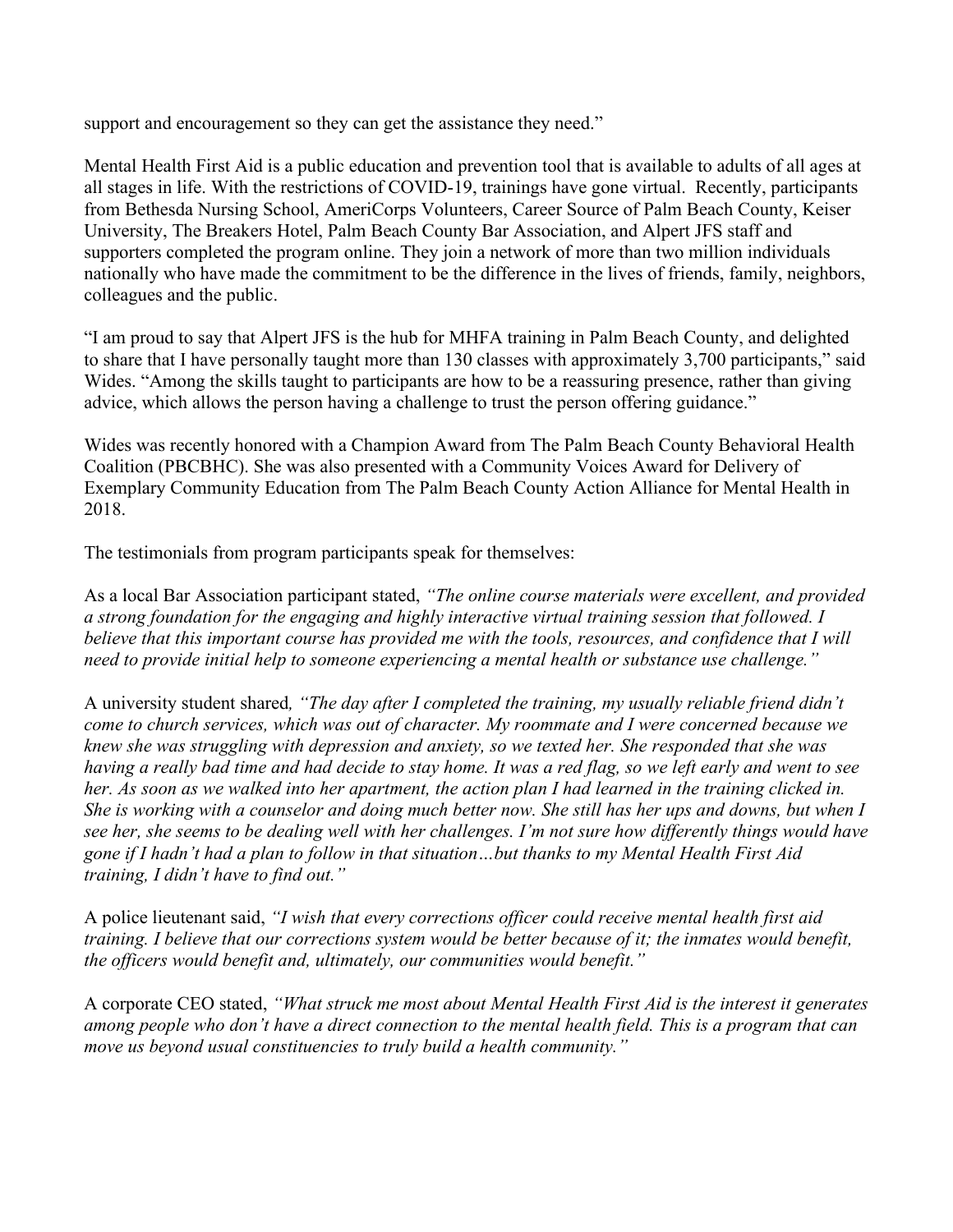support and encouragement so they can get the assistance they need."

Mental Health First Aid is a public education and prevention tool that is available to adults of all ages at all stages in life. With the restrictions of COVID-19, trainings have gone virtual. Recently, participants from Bethesda Nursing School, AmeriCorps Volunteers, Career Source of Palm Beach County, Keiser University, The Breakers Hotel, Palm Beach County Bar Association, and Alpert JFS staff and supporters completed the program online. They join a network of more than two million individuals nationally who have made the commitment to be the difference in the lives of friends, family, neighbors, colleagues and the public.

"I am proud to say that Alpert JFS is the hub for MHFA training in Palm Beach County, and delighted to share that I have personally taught more than 130 classes with approximately 3,700 participants," said Wides. "Among the skills taught to participants are how to be a reassuring presence, rather than giving advice, which allows the person having a challenge to trust the person offering guidance."

Wides was recently honored with a Champion Award from The Palm Beach County Behavioral Health Coalition (PBCBHC). She was also presented with a Community Voices Award for Delivery of Exemplary Community Education from The Palm Beach County Action Alliance for Mental Health in 2018.

The testimonials from program participants speak for themselves:

As a local Bar Association participant stated, *"The online course materials were excellent, and provided a strong foundation for the engaging and highly interactive virtual training session that followed. I believe that this important course has provided me with the tools, resources, and confidence that I will need to provide initial help to someone experiencing a mental health or substance use challenge."*

A university student shared, *"The day after I completed the training, my usually reliable friend didn't come to church services, which was out of character. My roommate and I were concerned because we knew she was struggling with depression and anxiety, so we texted her. She responded that she was having a really bad time and had decide to stay home. It was a red flag, so we left early and went to see her. As soon as we walked into her apartment, the action plan I had learned in the training clicked in. She is working with a counselor and doing much better now. She still has her ups and downs, but when I see her, she seems to be dealing well with her challenges. I'm not sure how differently things would have gone if I hadn't had a plan to follow in that situation…but thanks to my Mental Health First Aid training, I didn't have to find out."*

A police lieutenant said, *"I wish that every corrections officer could receive mental health first aid training. I believe that our corrections system would be better because of it; the inmates would benefit, the officers would benefit and, ultimately, our communities would benefit."*

A corporate CEO stated, *"What struck me most about Mental Health First Aid is the interest it generates among people who don't have a direct connection to the mental health field. This is a program that can move us beyond usual constituencies to truly build a health community."*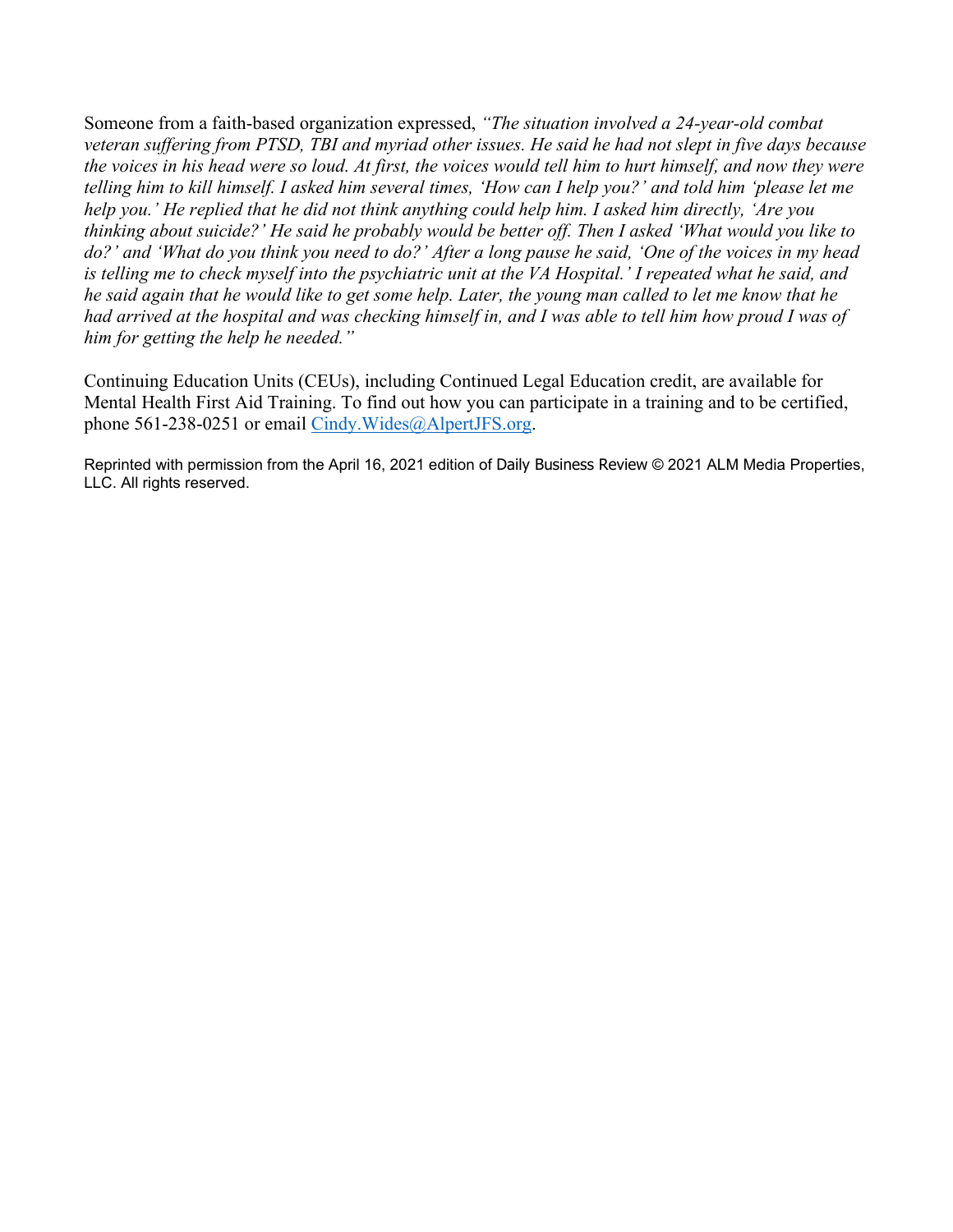Someone from a faith-based organization expressed, *"The situation involved a 24-year-old combat veteran suffering from PTSD, TBI and myriad other issues. He said he had not slept in five days because the voices in his head were so loud. At first, the voices would tell him to hurt himself, and now they were telling him to kill himself. I asked him several times, 'How can I help you?' and told him 'please let me help you.' He replied that he did not think anything could help him. I asked him directly, 'Are you thinking about suicide?' He said he probably would be better off. Then I asked 'What would you like to do?' and 'What do you think you need to do?' After a long pause he said, 'One of the voices in my head is telling me to check myself into the psychiatric unit at the VA Hospital.' I repeated what he said, and he said again that he would like to get some help. Later, the young man called to let me know that he had arrived at the hospital and was checking himself in, and I was able to tell him how proud I was of him for getting the help he needed."*

Continuing Education Units (CEUs), including Continued Legal Education credit, are available for Mental Health First Aid Training. To find out how you can participate in a training and to be certified, phone 561-238-0251 or email [Cindy.Wides@AlpertJFS.org](mailto:Cindy.Wides@AlpertJFS.org).

Reprinted with permission from the April 16, 2021 edition of Daily Business Review © 2021 ALM Media Properties, LLC. All rights reserved.